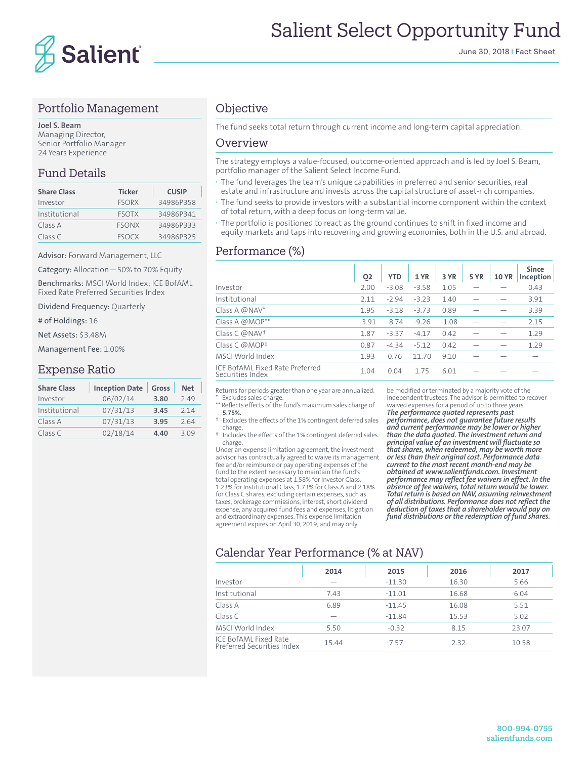# Salient Select Opportunity Fund

June 30, 2018 | Fact Sheet

## Portfolio Management

**Joel S. Beam**
Managing Director,
Senior Portfolio Manager
24 Years Experience

## Fund Details

| Share Class | Ticker | CUSIP |
|---|---|---|
| Investor | FSORX | 34986P358 |
| Institutional | FSOTX | 34986P341 |
| Class A | FSONX | 34986P333 |
| Class C | FSOCX | 34986P325 |

**Advisor:** Forward Management, LLC

**Category:** Allocation—50% to 70% Equity

**Benchmarks:** MSCI World Index; ICE BofAML Fixed Rate Preferred Securities Index

**Dividend Frequency:** Quarterly

**# of Holdings:** 16

**Net Assets:** $3.48M

**Management Fee:** 1.00%

## Expense Ratio

| Share Class | Inception Date | Gross | Net |
|---|---|---|---|
| Investor | 06/02/14 | **3.80** | 2.49 |
| Institutional | 07/31/13 | **3.45** | 2.14 |
| Class A | 07/31/13 | **3.95** | 2.64 |
| Class C | 02/18/14 | **4.40** | 3.09 |

## Objective

The fund seeks total return through current income and long-term capital appreciation.

## Overview

The strategy employs a value-focused, outcome-oriented approach and is led by Joel S. Beam, portfolio manager of the Salient Select Income Fund.

- The fund leverages the team's unique capabilities in preferred and senior securities, real estate and infrastructure and invests across the capital structure of asset-rich companies.
- The fund seeks to provide investors with a substantial income component within the context of total return, with a deep focus on long-term value.
- The portfolio is positioned to react as the ground continues to shift in fixed income and equity markets and taps into recovering and growing economies, both in the U.S. and abroad.

## Performance (%)

| | Q2 | YTD | 1 YR | 3 YR | 5 YR | 10 YR | Since Inception |
|---|---|---|---|---|---|---|---|
| Investor | 2.00 | -3.08 | -3.58 | 1.05 | — | — | 0.43 |
| Institutional | 2.11 | -2.94 | -3.23 | 1.40 | — | — | 3.91 |
| Class A @NAV* | 1.95 | -3.18 | -3.73 | 0.89 | — | — | 3.39 |
| Class A @MOP** | -3.91 | -8.74 | -9.26 | -1.08 | — | — | 2.15 |
| Class C @NAV† | 1.87 | -3.37 | -4.17 | 0.42 | — | — | 1.29 |
| Class C @MOP‡ | 0.87 | -4.34 | -5.12 | 0.42 | — | — | 1.29 |
| MSCI World Index | 1.93 | 0.76 | 11.70 | 9.10 | — | — | — |
| ICE BofAML Fixed Rate Preferred Securities Index | 1.04 | 0.04 | 1.75 | 6.01 | — | — | — |

Returns for periods greater than one year are annualized.
\* Excludes sales charge.
\** Reflects effects of the fund's maximum sales charge of **5.75%.**
† Excludes the effects of the 1% contingent deferred sales charge.
‡ Includes the effects of the 1% contingent deferred sales charge.

Under an expense limitation agreement, the investment advisor has contractually agreed to waive its management fee and/or reimburse or pay operating expenses of the fund to the extent necessary to maintain the fund's total operating expenses at 1.58% for Investor Class, 1.23% for Institutional Class, 1.73% for Class A and 2.18% for Class C shares, excluding certain expenses, such as taxes, brokerage commissions, interest, short dividend expense, any acquired fund fees and expenses, litigation and extraordinary expenses. This expense limitation agreement expires on April 30, 2019, and may only be modified or terminated by a majority vote of the independent trustees. The advisor is permitted to recover waived expenses for a period of up to three years.

***The performance quoted represents past performance, does not guarantee future results and current performance may be lower or higher than the data quoted. The investment return and principal value of an investment will fluctuate so that shares, when redeemed, may be worth more or less than their original cost. Performance data current to the most recent month-end may be obtained at www.salientfunds.com. Investment performance may reflect fee waivers in effect. In the absence of fee waivers, total return would be lower. Total return is based on NAV, assuming reinvestment of all distributions. Performance does not reflect the deduction of taxes that a shareholder would pay on fund distributions or the redemption of fund shares.***

## Calendar Year Performance (% at NAV)

| | 2014 | 2015 | 2016 | 2017 |
|---|---|---|---|---|
| Investor | — | -11.30 | 16.30 | 5.66 |
| Institutional | 7.43 | -11.01 | 16.68 | 6.04 |
| Class A | 6.89 | -11.45 | 16.08 | 5.51 |
| Class C | — | -11.84 | 15.53 | 5.02 |
| MSCI World Index | 5.50 | -0.32 | 8.15 | 23.07 |
| ICE BofAML Fixed Rate Preferred Securities Index | 15.44 | 7.57 | 2.32 | 10.58 |

800-994-0755
salientfunds.com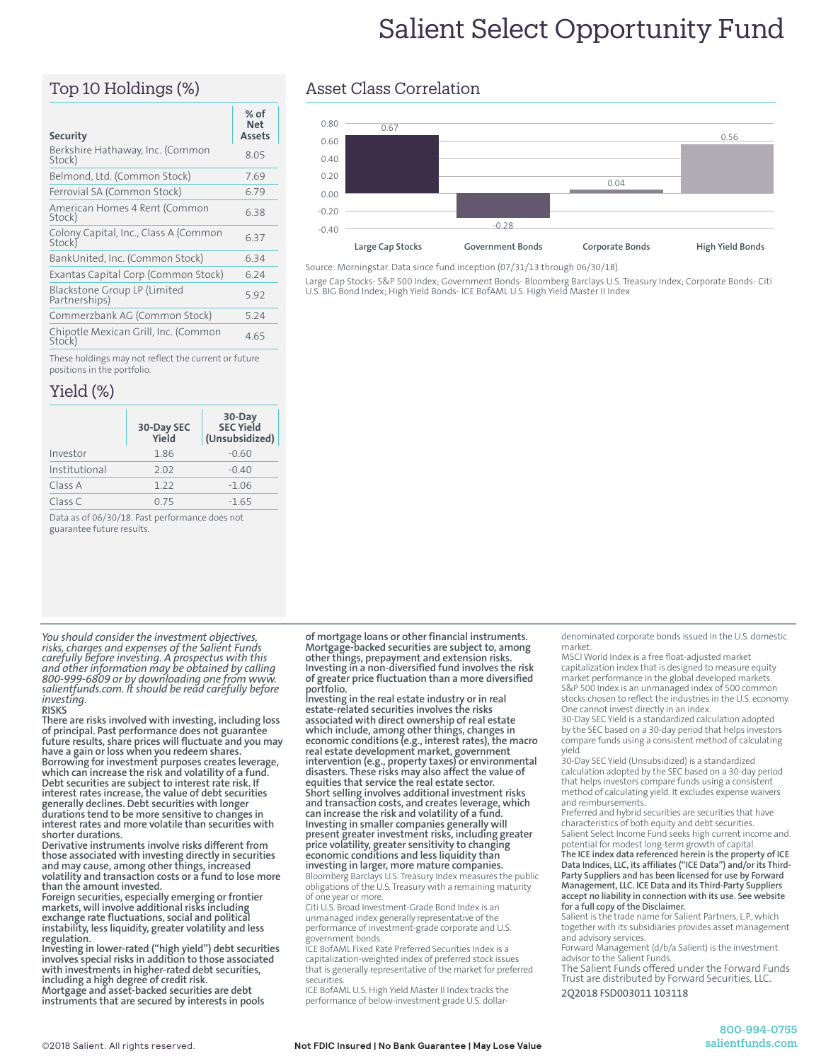# Salient Select Opportunity Fund

## Top 10 Holdings (%)

| Security | % of Net Assets |
|---|---|
| Berkshire Hathaway, Inc. (Common Stock) | 8.05 |
| Belmond, Ltd. (Common Stock) | 7.69 |
| Ferrovial SA (Common Stock) | 6.79 |
| American Homes 4 Rent (Common Stock) | 6.38 |
| Colony Capital, Inc., Class A (Common Stock) | 6.37 |
| BankUnited, Inc. (Common Stock) | 6.34 |
| Exantas Capital Corp (Common Stock) | 6.24 |
| Blackstone Group LP (Limited Partnerships) | 5.92 |
| Commerzbank AG (Common Stock) | 5.24 |
| Chipotle Mexican Grill, Inc. (Common Stock) | 4.65 |

These holdings may not reflect the current or future positions in the portfolio.

## Yield (%)

| | 30-Day SEC Yield | 30-Day SEC Yield (Unsubsidized) |
|---|---|---|
| Investor | 1.86 | -0.60 |
| Institutional | 2.02 | -0.40 |
| Class A | 1.22 | -1.06 |
| Class C | 0.75 | -1.65 |

Data as of 06/30/18. Past performance does not guarantee future results.

## Asset Class Correlation

0.80
0.60
0.40
0.20
0.00
-0.20
-0.40

0.67
-0.28
0.04
0.56

Large Cap Stocks
Government Bonds
Corporate Bonds
High Yield Bonds

Source: Morningstar. Data since fund inception (07/31/13 through 06/30/18).

Large Cap Stocks- S&P 500 Index; Government Bonds- Bloomberg Barclays U.S. Treasury Index; Corporate Bonds- Citi U.S. BIG Bond Index; High Yield Bonds- ICE BofAML U.S. High Yield Master II Index

*You should consider the investment objectives, risks, charges and expenses of the Salient Funds carefully before investing. A prospectus with this and other information may be obtained by calling 800-999-6809 or by downloading one from www.salientfunds.com. It should be read carefully before investing.*

**RISKS**

**There are risks involved with investing, including loss of principal. Past performance does not guarantee future results, share prices will fluctuate and you may have a gain or loss when you redeem shares.**

**Borrowing for investment purposes creates leverage, which can increase the risk and volatility of a fund.**

**Debt securities are subject to interest rate risk. If interest rates increase, the value of debt securities generally declines. Debt securities with longer durations tend to be more sensitive to changes in interest rates and more volatile than securities with shorter durations.**

**Derivative instruments involve risks different from those associated with investing directly in securities and may cause, among other things, increased volatility and transaction costs or a fund to lose more than the amount invested.**

**Foreign securities, especially emerging or frontier markets, will involve additional risks including exchange rate fluctuations, social and political instability, less liquidity, greater volatility and less regulation.**

**Investing in lower-rated ("high yield") debt securities involves special risks in addition to those associated with investments in higher-rated debt securities, including a high degree of credit risk.**

**Mortgage and asset-backed securities are debt instruments that are secured by interests in pools of mortgage loans or other financial instruments. Mortgage-backed securities are subject to, among other things, prepayment and extension risks.**

**Investing in a non-diversified fund involves the risk of greater price fluctuation than a more diversified portfolio.**

**Investing in the real estate industry or in real estate-related securities involves the risks associated with direct ownership of real estate which include, among other things, changes in economic conditions (e.g., interest rates), the macro real estate development market, government intervention (e.g., property taxes) or environmental disasters. These risks may also affect the value of equities that service the real estate sector.**

**Short selling involves additional investment risks and transaction costs, and creates leverage, which can increase the risk and volatility of a fund.**

**Investing in smaller companies generally will present greater investment risks, including greater price volatility, greater sensitivity to changing economic conditions and less liquidity than investing in larger, more mature companies.**

Bloomberg Barclays U.S. Treasury Index measures the public obligations of the U.S. Treasury with a remaining maturity of one year or more.

Citi U.S. Broad Investment-Grade Bond Index is an unmanaged index generally representative of the performance of investment-grade corporate and U.S. government bonds.

ICE BofAML Fixed Rate Preferred Securities Index is a capitalization-weighted index of preferred stock issues that is generally representative of the market for preferred securities.

ICE BofAML U.S. High Yield Master II Index tracks the performance of below-investment grade U.S. dollar-denominated corporate bonds issued in the U.S. domestic market.

MSCI World Index is a free float-adjusted market capitalization index that is designed to measure equity market performance in the global developed markets.

S&P 500 Index is an unmanaged index of 500 common stocks chosen to reflect the industries in the U.S. economy. One cannot invest directly in an index.

30-Day SEC Yield is a standardized calculation adopted by the SEC based on a 30-day period that helps investors compare funds using a consistent method of calculating yield.

30-Day SEC Yield (Unsubsidized) is a standardized calculation adopted by the SEC based on a 30-day period that helps investors compare funds using a consistent method of calculating yield. It excludes expense waivers and reimbursements.

Preferred and hybrid securities are securities that have characteristics of both equity and debt securities.

Salient Select Income Fund seeks high current income and potential for modest long-term growth of capital.

**The ICE index data referenced herein is the property of ICE Data Indices, LLC, its affiliates ("ICE Data") and/or its Third-Party Suppliers and has been licensed for use by Forward Management, LLC. ICE Data and its Third-Party Suppliers accept no liability in connection with its use. See website for a full copy of the Disclaimer.**

Salient is the trade name for Salient Partners, L.P., which together with its subsidiaries provides asset management and advisory services.

Forward Management (d/b/a Salient) is the investment advisor to the Salient Funds.

The Salient Funds offered under the Forward Funds Trust are distributed by Forward Securities, LLC.

2Q2018 FSD003011 103118

©2018 Salient. All rights reserved.

**Not FDIC Insured | No Bank Guarantee | May Lose Value**

**800-994-0755**
**salientfunds.com**